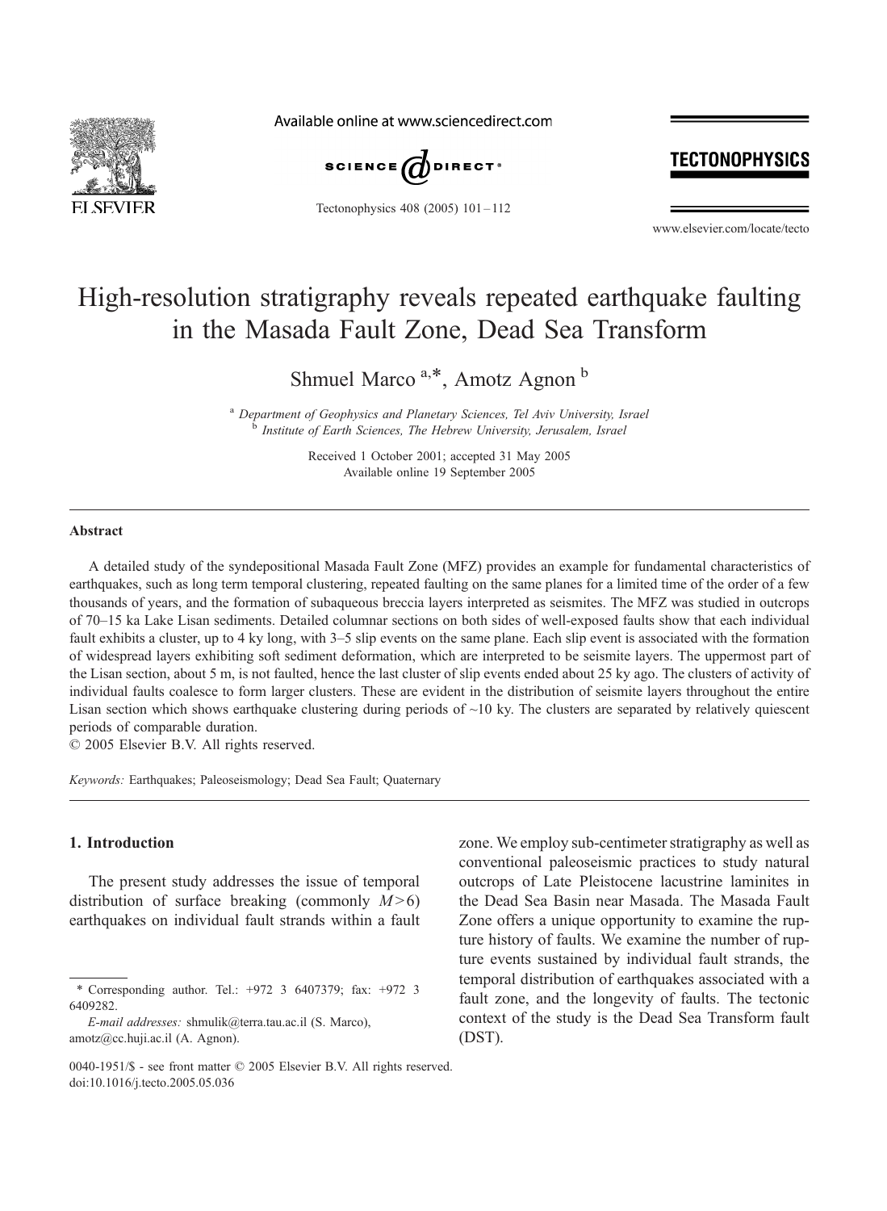# High-resolution stratigraphy reveals repeated earthquake faulting in the Masada Fault Zone, Dead Sea Transform

Shmuel Marco [a,*], Amotz Agnon [b]

[a] *Department of Geophysics and Planetary Sciences, Tel Aviv University, Israel*
[b] *Institute of Earth Sciences, The Hebrew University, Jerusalem, Israel*

Received 1 October 2001; accepted 31 May 2005
Available online 19 September 2005

## Abstract

A detailed study of the syndepositional Masada Fault Zone (MFZ) provides an example for fundamental characteristics of earthquakes, such as long term temporal clustering, repeated faulting on the same planes for a limited time of the order of a few thousands of years, and the formation of subaqueous breccia layers interpreted as seismites. The MFZ was studied in outcrops of 70–15 ka Lake Lisan sediments. Detailed columnar sections on both sides of well-exposed faults show that each individual fault exhibits a cluster, up to 4 ky long, with 3–5 slip events on the same plane. Each slip event is associated with the formation of widespread layers exhibiting soft sediment deformation, which are interpreted to be seismite layers. The uppermost part of the Lisan section, about 5 m, is not faulted, hence the last cluster of slip events ended about 25 ky ago. The clusters of activity of individual faults coalesce to form larger clusters. These are evident in the distribution of seismite layers throughout the entire Lisan section which shows earthquake clustering during periods of ~10 ky. The clusters are separated by relatively quiescent periods of comparable duration.
© 2005 Elsevier B.V. All rights reserved.

*Keywords:* Earthquakes; Paleoseismology; Dead Sea Fault; Quaternary

## 1. Introduction

The present study addresses the issue of temporal distribution of surface breaking (commonly $M>6$) earthquakes on individual fault strands within a fault zone. We employ sub-centimeter stratigraphy as well as conventional paleoseismic practices to study natural outcrops of Late Pleistocene lacustrine laminites in the Dead Sea Basin near Masada. The Masada Fault Zone offers a unique opportunity to examine the rupture history of faults. We examine the number of rupture events sustained by individual fault strands, the temporal distribution of earthquakes associated with a fault zone, and the longevity of faults. The tectonic context of the study is the Dead Sea Transform fault (DST).

* Corresponding author. Tel.: +972 3 6407379; fax: +972 3 6409282.
*E-mail addresses:* shmulik@terra.tau.ac.il (S. Marco), amotz@cc.huji.ac.il (A. Agnon).

0040-1951/$ - see front matter © 2005 Elsevier B.V. All rights reserved.
doi:10.1016/j.tecto.2005.05.036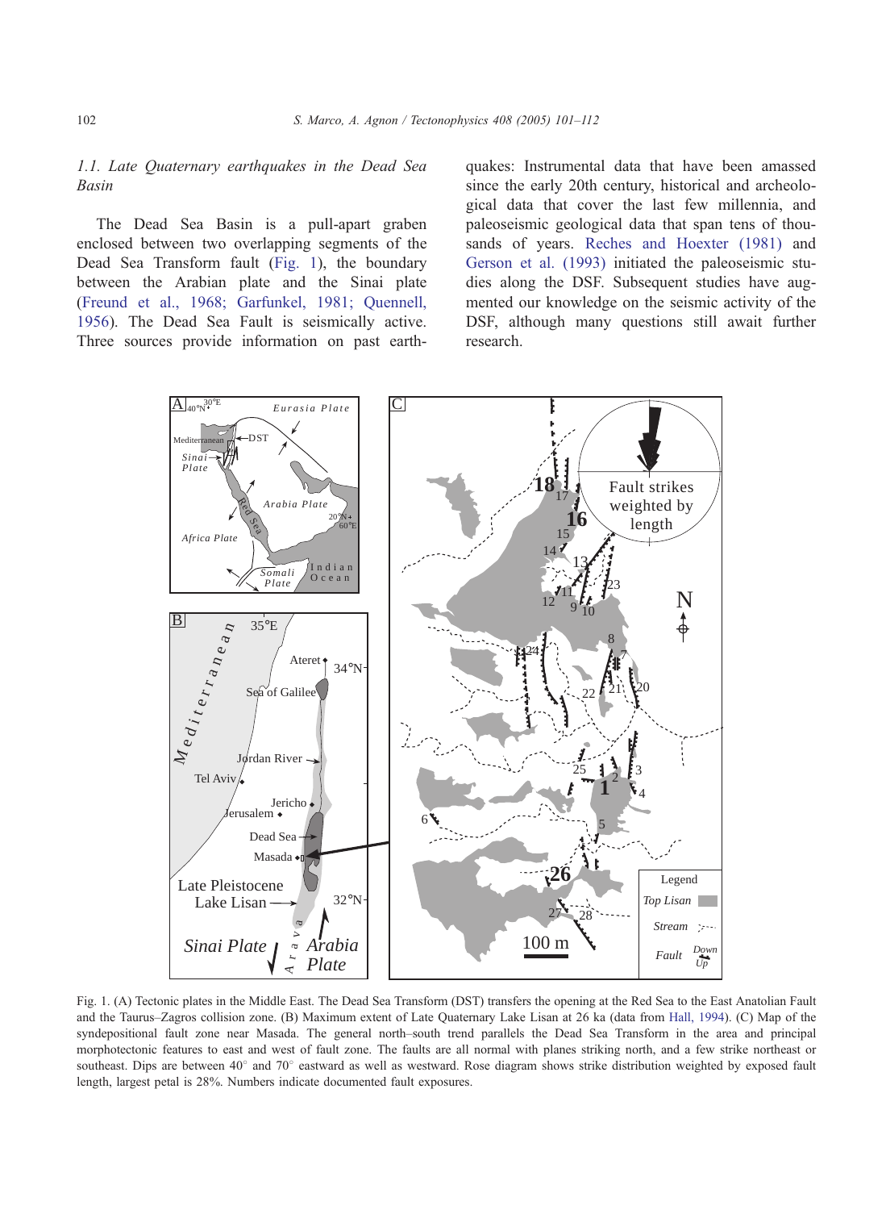### 1.1. Late Quaternary earthquakes in the Dead Sea Basin

The Dead Sea Basin is a pull-apart graben enclosed between two overlapping segments of the Dead Sea Transform fault (Fig. 1), the boundary between the Arabian plate and the Sinai plate (Freund et al., 1968; Garfunkel, 1981; Quennell, 1956). The Dead Sea Fault is seismically active. Three sources provide information on past earthquakes: Instrumental data that have been amassed since the early 20th century, historical and archeological data that cover the last few millennia, and paleoseismic geological data that span tens of thousands of years. Reches and Hoexter (1981) and Gerson et al. (1993) initiated the paleoseismic studies along the DSF. Subsequent studies have augmented our knowledge on the seismic activity of the DSF, although many questions still await further research.

Fig. 1. (A) Tectonic plates in the Middle East. The Dead Sea Transform (DST) transfers the opening at the Red Sea to the East Anatolian Fault and the Taurus–Zagros collision zone. (B) Maximum extent of Late Quaternary Lake Lisan at 26 ka (data from Hall, 1994). (C) Map of the syndepositional fault zone near Masada. The general north–south trend parallels the Dead Sea Transform in the area and principal morphotectonic features to east and west of fault zone. The faults are all normal with planes striking north, and a few strike northeast or southeast. Dips are between 40° and 70° eastward as well as westward. Rose diagram shows strike distribution weighted by exposed fault length, largest petal is 28%. Numbers indicate documented fault exposures.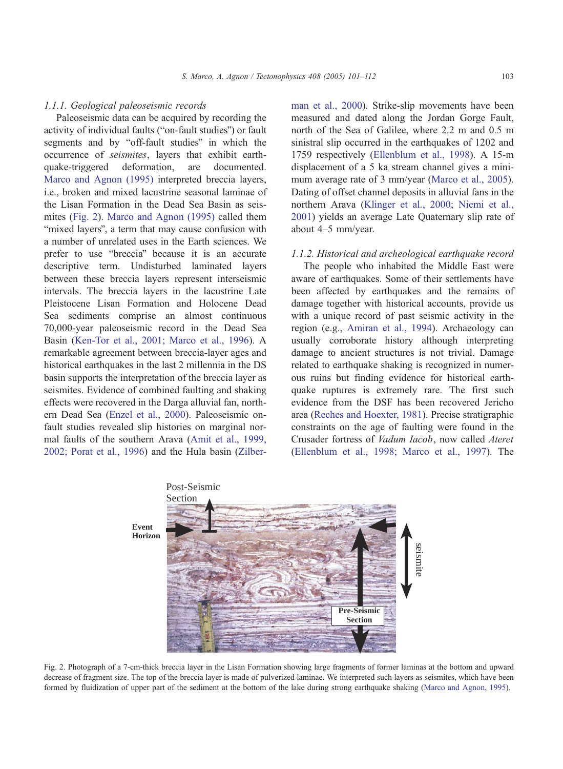#### 1.1.1. Geological paleoseismic records

Paleoseismic data can be acquired by recording the activity of individual faults ("on-fault studies") or fault segments and by "off-fault studies" in which the occurrence of *seismites*, layers that exhibit earthquake-triggered deformation, are documented. Marco and Agnon (1995) interpreted breccia layers, i.e., broken and mixed lacustrine seasonal laminae of the Lisan Formation in the Dead Sea Basin as seismites (Fig. 2). Marco and Agnon (1995) called them "mixed layers", a term that may cause confusion with a number of unrelated uses in the Earth sciences. We prefer to use "breccia" because it is an accurate descriptive term. Undisturbed laminated layers between these breccia layers represent interseismic intervals. The breccia layers in the lacustrine Late Pleistocene Lisan Formation and Holocene Dead Sea sediments comprise an almost continuous 70,000-year paleoseismic record in the Dead Sea Basin (Ken-Tor et al., 2001; Marco et al., 1996). A remarkable agreement between breccia-layer ages and historical earthquakes in the last 2 millennia in the DS basin supports the interpretation of the breccia layer as seismites. Evidence of combined faulting and shaking effects were recovered in the Darga alluvial fan, northern Dead Sea (Enzel et al., 2000). Paleoseismic on-fault studies revealed slip histories on marginal normal faults of the southern Arava (Amit et al., 1999, 2002; Porat et al., 1996) and the Hula basin (Zilberman et al., 2000). Strike-slip movements have been measured and dated along the Jordan Gorge Fault, north of the Sea of Galilee, where 2.2 m and 0.5 m sinistral slip occurred in the earthquakes of 1202 and 1759 respectively (Ellenblum et al., 1998). A 15-m displacement of a 5 ka stream channel gives a minimum average rate of 3 mm/year (Marco et al., 2005). Dating of offset channel deposits in alluvial fans in the northern Arava (Klinger et al., 2000; Niemi et al., 2001) yields an average Late Quaternary slip rate of about 4–5 mm/year.

#### 1.1.2. Historical and archeological earthquake record

The people who inhabited the Middle East were aware of earthquakes. Some of their settlements have been affected by earthquakes and the remains of damage together with historical accounts, provide us with a unique record of past seismic activity in the region (e.g., Amiran et al., 1994). Archaeology can usually corroborate history although interpreting damage to ancient structures is not trivial. Damage related to earthquake shaking is recognized in numerous ruins but finding evidence for historical earthquake ruptures is extremely rare. The first such evidence from the DSF has been recovered Jericho area (Reches and Hoexter, 1981). Precise stratigraphic constraints on the age of faulting were found in the Crusader fortress of *Vadum Iacob*, now called *Ateret* (Ellenblum et al., 1998; Marco et al., 1997). The

Fig. 2. Photograph of a 7-cm-thick breccia layer in the Lisan Formation showing large fragments of former laminas at the bottom and upward decrease of fragment size. The top of the breccia layer is made of pulverized laminae. We interpreted such layers as seismites, which have been formed by fluidization of upper part of the sediment at the bottom of the lake during strong earthquake shaking (Marco and Agnon, 1995).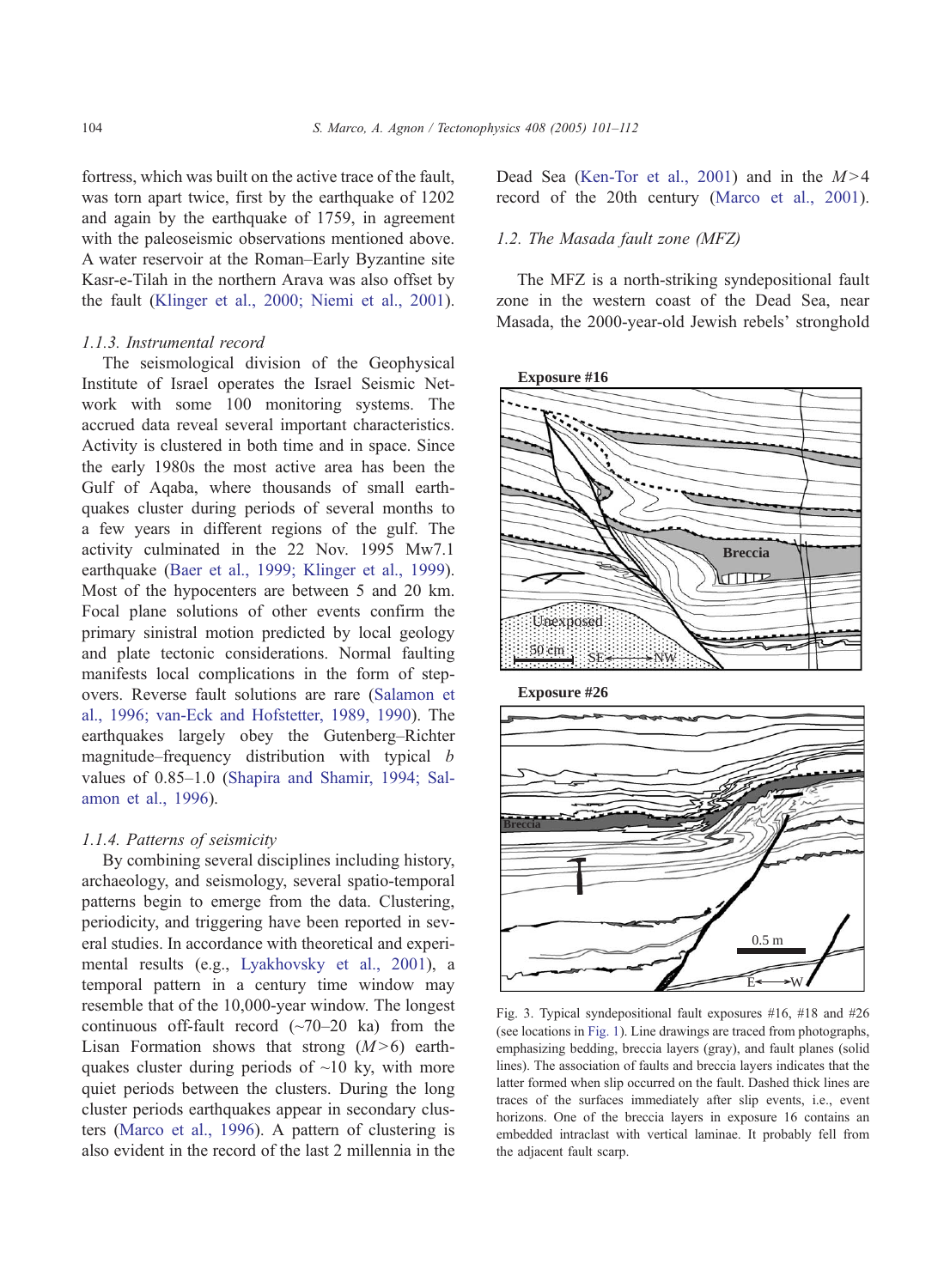fortress, which was built on the active trace of the fault, was torn apart twice, first by the earthquake of 1202 and again by the earthquake of 1759, in agreement with the paleoseismic observations mentioned above. A water reservoir at the Roman–Early Byzantine site Kasr-e-Tilah in the northern Arava was also offset by the fault (Klinger et al., 2000; Niemi et al., 2001).

#### 1.1.3. Instrumental record

The seismological division of the Geophysical Institute of Israel operates the Israel Seismic Network with some 100 monitoring systems. The accrued data reveal several important characteristics. Activity is clustered in both time and in space. Since the early 1980s the most active area has been the Gulf of Aqaba, where thousands of small earthquakes cluster during periods of several months to a few years in different regions of the gulf. The activity culminated in the 22 Nov. 1995 Mw7.1 earthquake (Baer et al., 1999; Klinger et al., 1999). Most of the hypocenters are between 5 and 20 km. Focal plane solutions of other events confirm the primary sinistral motion predicted by local geology and plate tectonic considerations. Normal faulting manifests local complications in the form of step-overs. Reverse fault solutions are rare (Salamon et al., 1996; van-Eck and Hofstetter, 1989, 1990). The earthquakes largely obey the Gutenberg–Richter magnitude–frequency distribution with typical $b$ values of 0.85–1.0 (Shapira and Shamir, 1994; Salamon et al., 1996).

#### 1.1.4. Patterns of seismicity

By combining several disciplines including history, archaeology, and seismology, several spatio-temporal patterns begin to emerge from the data. Clustering, periodicity, and triggering have been reported in several studies. In accordance with theoretical and experimental results (e.g., Lyakhovsky et al., 2001), a temporal pattern in a century time window may resemble that of the 10,000-year window. The longest continuous off-fault record (~70–20 ka) from the Lisan Formation shows that strong ($M>6$) earthquakes cluster during periods of ~10 ky, with more quiet periods between the clusters. During the long cluster periods earthquakes appear in secondary clusters (Marco et al., 1996). A pattern of clustering is also evident in the record of the last 2 millennia in the Dead Sea (Ken-Tor et al., 2001) and in the $M>4$ record of the 20th century (Marco et al., 2001).

### 1.2. The Masada fault zone (MFZ)

The MFZ is a north-striking syndepositional fault zone in the western coast of the Dead Sea, near Masada, the 2000-year-old Jewish rebels' stronghold

Fig. 3. Typical syndepositional fault exposures #16, #18 and #26 (see locations in Fig. 1). Line drawings are traced from photographs, emphasizing bedding, breccia layers (gray), and fault planes (solid lines). The association of faults and breccia layers indicates that the latter formed when slip occurred on the fault. Dashed thick lines are traces of the surfaces immediately after slip events, i.e., event horizons. One of the breccia layers in exposure 16 contains an embedded intraclast with vertical laminae. It probably fell from the adjacent fault scarp.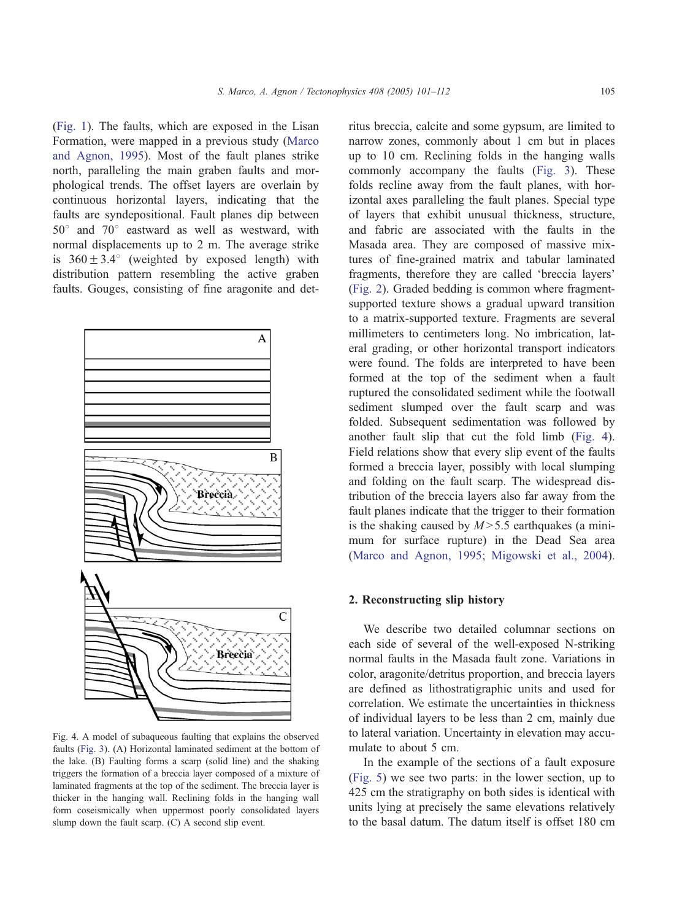(Fig. 1). The faults, which are exposed in the Lisan Formation, were mapped in a previous study (Marco and Agnon, 1995). Most of the fault planes strike north, paralleling the main graben faults and morphological trends. The offset layers are overlain by continuous horizontal layers, indicating that the faults are syndepositional. Fault planes dip between 50° and 70° eastward as well as westward, with normal displacements up to 2 m. The average strike is $360 \pm 3.4°$ (weighted by exposed length) with distribution pattern resembling the active graben faults. Gouges, consisting of fine aragonite and detritus breccia, calcite and some gypsum, are limited to narrow zones, commonly about 1 cm but in places up to 10 cm. Reclining folds in the hanging walls commonly accompany the faults (Fig. 3). These folds recline away from the fault planes, with horizontal axes paralleling the fault planes. Special type of layers that exhibit unusual thickness, structure, and fabric are associated with the faults in the Masada area. They are composed of massive mixtures of fine-grained matrix and tabular laminated fragments, therefore they are called 'breccia layers' (Fig. 2). Graded bedding is common where fragment-supported texture shows a gradual upward transition to a matrix-supported texture. Fragments are several millimeters to centimeters long. No imbrication, lateral grading, or other horizontal transport indicators were found. The folds are interpreted to have been formed at the top of the sediment when a fault ruptured the consolidated sediment while the footwall sediment slumped over the fault scarp and was folded. Subsequent sedimentation was followed by another fault slip that cut the fold limb (Fig. 4). Field relations show that every slip event of the faults formed a breccia layer, possibly with local slumping and folding on the fault scarp. The widespread distribution of the breccia layers also far away from the fault planes indicate that the trigger to their formation is the shaking caused by $M > 5.5$ earthquakes (a minimum for surface rupture) in the Dead Sea area (Marco and Agnon, 1995; Migowski et al., 2004).

Fig. 4. A model of subaqueous faulting that explains the observed faults (Fig. 3). (A) Horizontal laminated sediment at the bottom of the lake. (B) Faulting forms a scarp (solid line) and the shaking triggers the formation of a breccia layer composed of a mixture of laminated fragments at the top of the sediment. The breccia layer is thicker in the hanging wall. Reclining folds in the hanging wall form coseismically when uppermost poorly consolidated layers slump down the fault scarp. (C) A second slip event.

## 2. Reconstructing slip history

We describe two detailed columnar sections on each side of several of the well-exposed N-striking normal faults in the Masada fault zone. Variations in color, aragonite/detritus proportion, and breccia layers are defined as lithostratigraphic units and used for correlation. We estimate the uncertainties in thickness of individual layers to be less than 2 cm, mainly due to lateral variation. Uncertainty in elevation may accumulate to about 5 cm.

In the example of the sections of a fault exposure (Fig. 5) we see two parts: in the lower section, up to 425 cm the stratigraphy on both sides is identical with units lying at precisely the same elevations relatively to the basal datum. The datum itself is offset 180 cm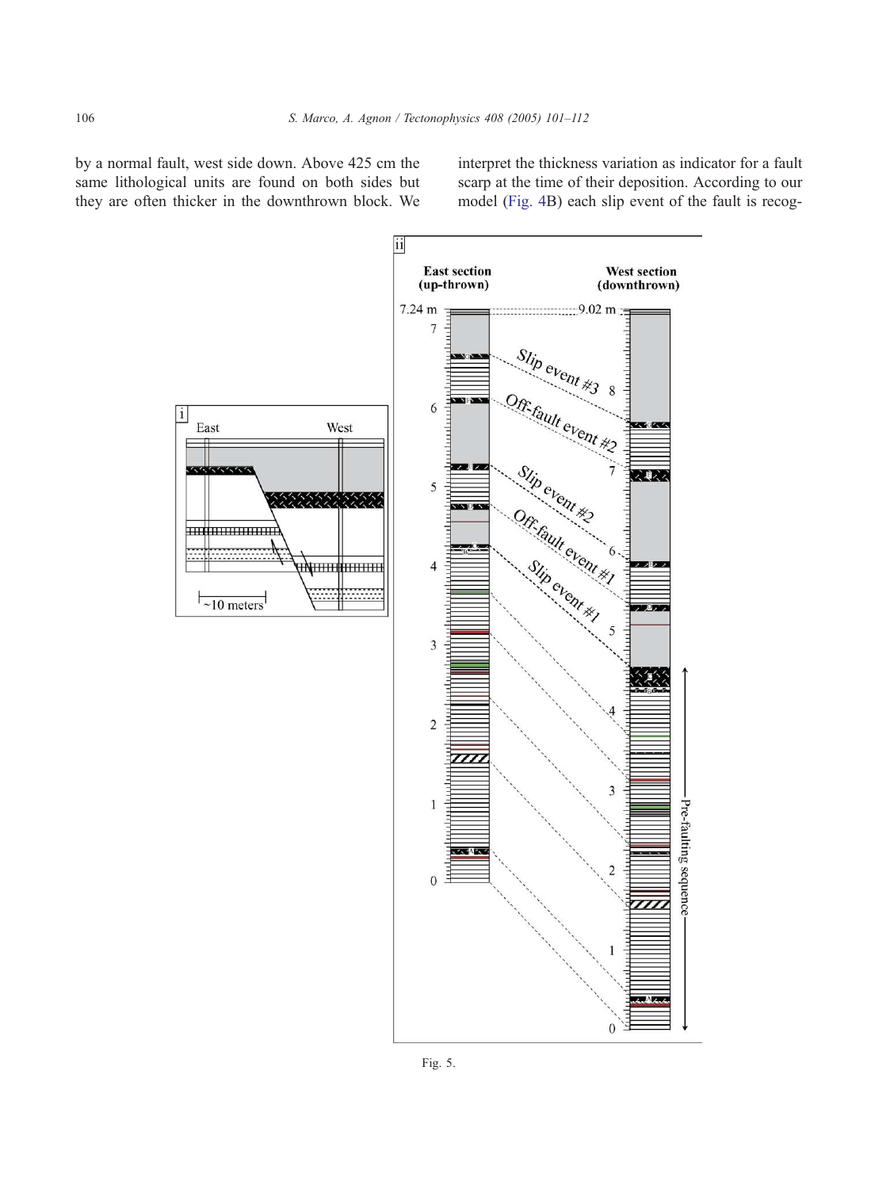by a normal fault, west side down. Above 425 cm the same lithological units are found on both sides but they are often thicker in the downthrown block. We interpret the thickness variation as indicator for a fault scarp at the time of their deposition. According to our model (Fig. 4B) each slip event of the fault is recog-

Fig. 5.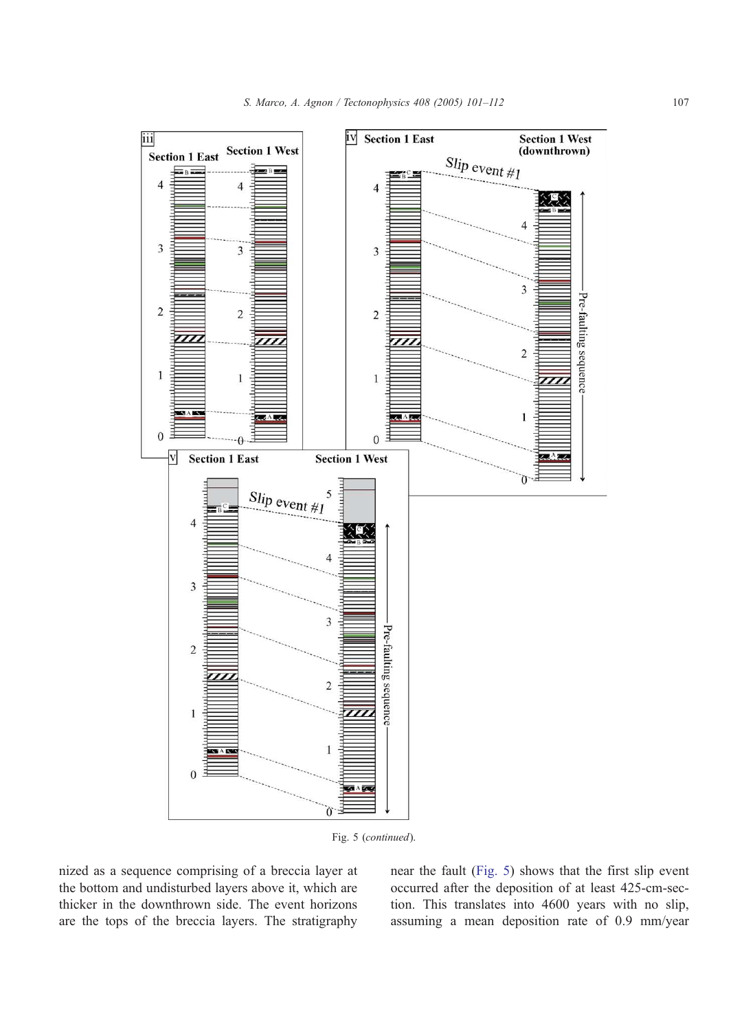Fig. 5 (*continued*).

nized as a sequence comprising of a breccia layer at the bottom and undisturbed layers above it, which are thicker in the downthrown side. The event horizons are the tops of the breccia layers. The stratigraphy near the fault (Fig. 5) shows that the first slip event occurred after the deposition of at least 425-cm-section. This translates into 4600 years with no slip, assuming a mean deposition rate of 0.9 mm/year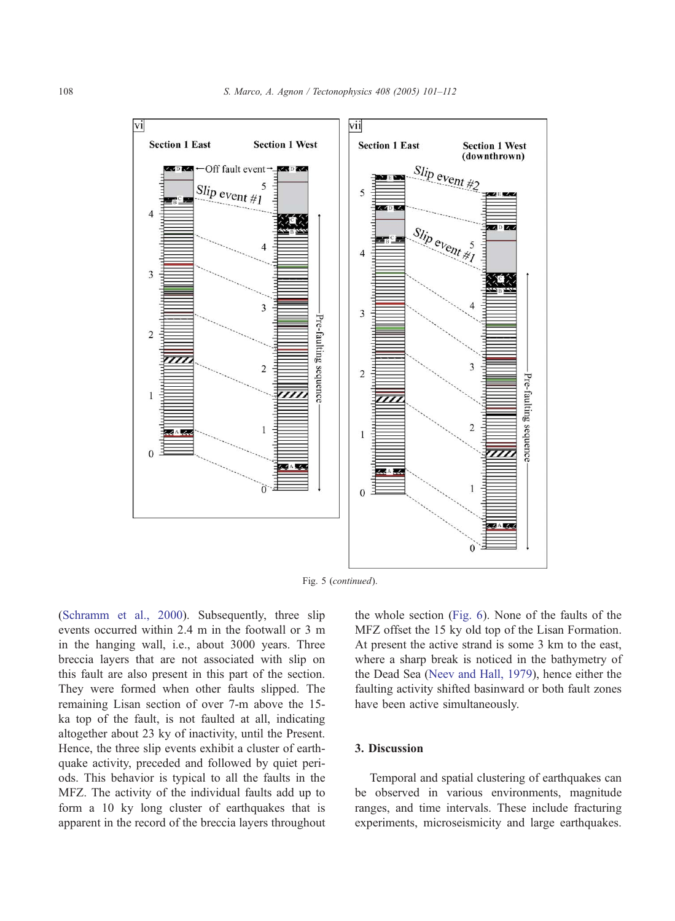Fig. 5 (*continued*).

(Schramm et al., 2000). Subsequently, three slip events occurred within 2.4 m in the footwall or 3 m in the hanging wall, i.e., about 3000 years. Three breccia layers that are not associated with slip on this fault are also present in this part of the section. They were formed when other faults slipped. The remaining Lisan section of over 7-m above the 15-ka top of the fault, is not faulted at all, indicating altogether about 23 ky of inactivity, until the Present. Hence, the three slip events exhibit a cluster of earthquake activity, preceded and followed by quiet periods. This behavior is typical to all the faults in the MFZ. The activity of the individual faults add up to form a 10 ky long cluster of earthquakes that is apparent in the record of the breccia layers throughout the whole section (Fig. 6). None of the faults of the MFZ offset the 15 ky old top of the Lisan Formation. At present the active strand is some 3 km to the east, where a sharp break is noticed in the bathymetry of the Dead Sea (Neev and Hall, 1979), hence either the faulting activity shifted basinward or both fault zones have been active simultaneously.

## 3. Discussion

Temporal and spatial clustering of earthquakes can be observed in various environments, magnitude ranges, and time intervals. These include fracturing experiments, microseismicity and large earthquakes.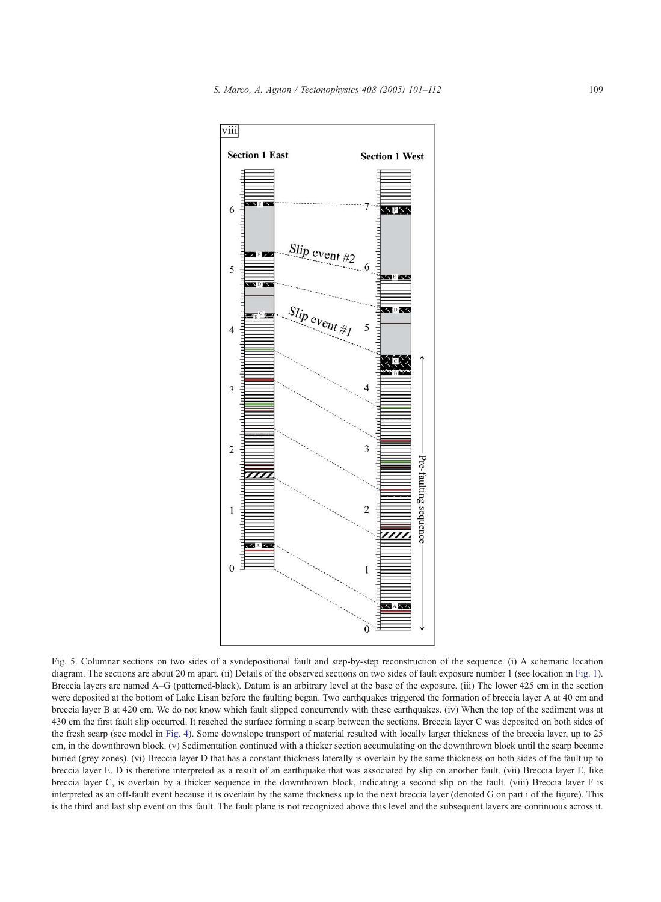Fig. 5. Columnar sections on two sides of a syndepositional fault and step-by-step reconstruction of the sequence. (i) A schematic location diagram. The sections are about 20 m apart. (ii) Details of the observed sections on two sides of fault exposure number 1 (see location in Fig. 1). Breccia layers are named A–G (patterned-black). Datum is an arbitrary level at the base of the exposure. (iii) The lower 425 cm in the section were deposited at the bottom of Lake Lisan before the faulting began. Two earthquakes triggered the formation of breccia layer A at 40 cm and breccia layer B at 420 cm. We do not know which fault slipped concurrently with these earthquakes. (iv) When the top of the sediment was at 430 cm the first fault slip occurred. It reached the surface forming a scarp between the sections. Breccia layer C was deposited on both sides of the fresh scarp (see model in Fig. 4). Some downslope transport of material resulted with locally larger thickness of the breccia layer, up to 25 cm, in the downthrown block. (v) Sedimentation continued with a thicker section accumulating on the downthrown block until the scarp became buried (grey zones). (vi) Breccia layer D that has a constant thickness laterally is overlain by the same thickness on both sides of the fault up to breccia layer E. D is therefore interpreted as a result of an earthquake that was associated by slip on another fault. (vii) Breccia layer E, like breccia layer C, is overlain by a thicker sequence in the downthrown block, indicating a second slip on the fault. (viii) Breccia layer F is interpreted as an off-fault event because it is overlain by the same thickness up to the next breccia layer (denoted G on part i of the figure). This is the third and last slip event on this fault. The fault plane is not recognized above this level and the subsequent layers are continuous across it.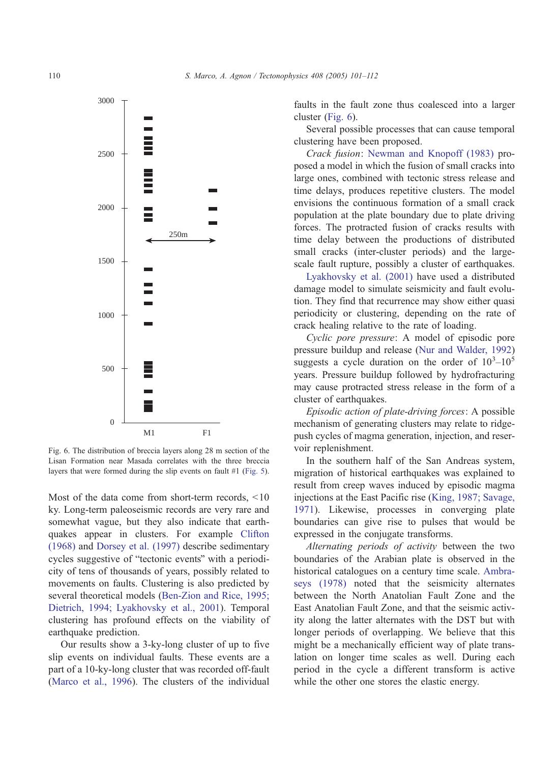Fig. 6. The distribution of breccia layers along 28 m section of the Lisan Formation near Masada correlates with the three breccia layers that were formed during the slip events on fault #1 (Fig. 5).

Most of the data come from short-term records, <10 ky. Long-term paleoseismic records are very rare and somewhat vague, but they also indicate that earthquakes appear in clusters. For example Clifton (1968) and Dorsey et al. (1997) describe sedimentary cycles suggestive of "tectonic events" with a periodicity of tens of thousands of years, possibly related to movements on faults. Clustering is also predicted by several theoretical models (Ben-Zion and Rice, 1995; Dietrich, 1994; Lyakhovsky et al., 2001). Temporal clustering has profound effects on the viability of earthquake prediction.

Our results show a 3-ky-long cluster of up to five slip events on individual faults. These events are a part of a 10-ky-long cluster that was recorded off-fault (Marco et al., 1996). The clusters of the individual faults in the fault zone thus coalesced into a larger cluster (Fig. 6).

Several possible processes that can cause temporal clustering have been proposed.

*Crack fusion*: Newman and Knopoff (1983) proposed a model in which the fusion of small cracks into large ones, combined with tectonic stress release and time delays, produces repetitive clusters. The model envisions the continuous formation of a small crack population at the plate boundary due to plate driving forces. The protracted fusion of cracks results with time delay between the productions of distributed small cracks (inter-cluster periods) and the large-scale fault rupture, possibly a cluster of earthquakes.

Lyakhovsky et al. (2001) have used a distributed damage model to simulate seismicity and fault evolution. They find that recurrence may show either quasi periodicity or clustering, depending on the rate of crack healing relative to the rate of loading.

*Cyclic pore pressure*: A model of episodic pore pressure buildup and release (Nur and Walder, 1992) suggests a cycle duration on the order of $10^3$–$10^5$ years. Pressure buildup followed by hydrofracturing may cause protracted stress release in the form of a cluster of earthquakes.

*Episodic action of plate-driving forces*: A possible mechanism of generating clusters may relate to ridge-push cycles of magma generation, injection, and reservoir replenishment.

In the southern half of the San Andreas system, migration of historical earthquakes was explained to result from creep waves induced by episodic magma injections at the East Pacific rise (King, 1987; Savage, 1971). Likewise, processes in converging plate boundaries can give rise to pulses that would be expressed in the conjugate transforms.

*Alternating periods of activity* between the two boundaries of the Arabian plate is observed in the historical catalogues on a century time scale. Ambraseys (1978) noted that the seismicity alternates between the North Anatolian Fault Zone and the East Anatolian Fault Zone, and that the seismic activity along the latter alternates with the DST but with longer periods of overlapping. We believe that this might be a mechanically efficient way of plate translation on longer time scales as well. During each period in the cycle a different transform is active while the other one stores the elastic energy.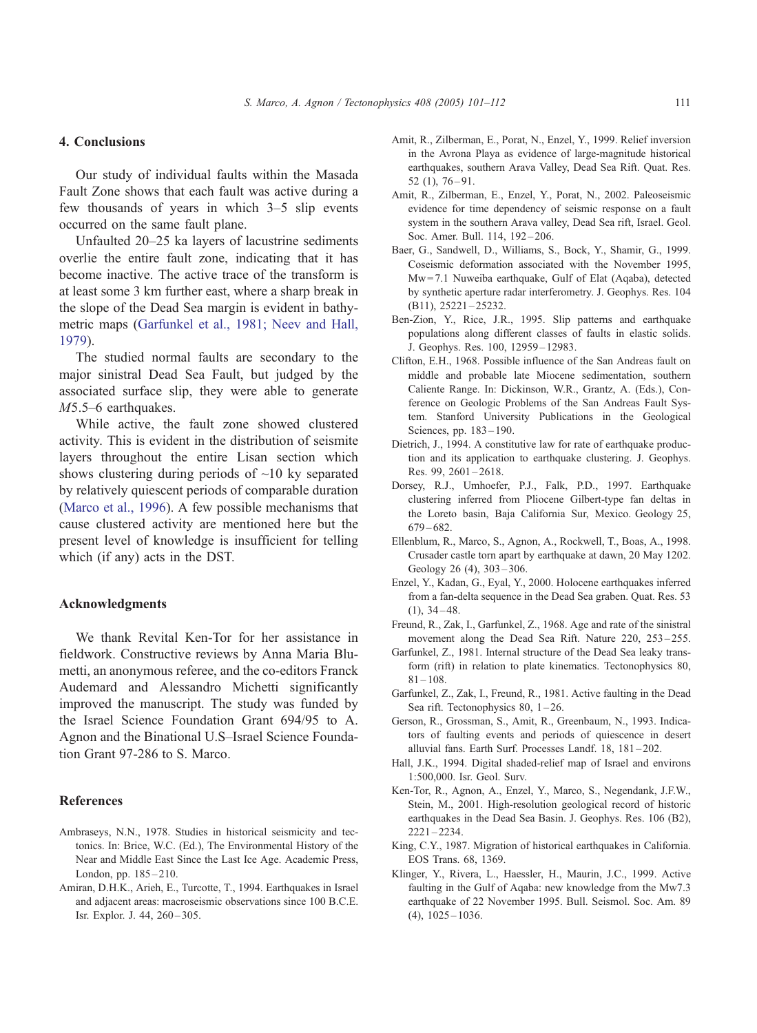## 4. Conclusions

Our study of individual faults within the Masada Fault Zone shows that each fault was active during a few thousands of years in which 3–5 slip events occurred on the same fault plane.

Unfaulted 20–25 ka layers of lacustrine sediments overlie the entire fault zone, indicating that it has become inactive. The active trace of the transform is at least some 3 km further east, where a sharp break in the slope of the Dead Sea margin is evident in bathymetric maps (Garfunkel et al., 1981; Neev and Hall, 1979).

The studied normal faults are secondary to the major sinistral Dead Sea Fault, but judged by the associated surface slip, they were able to generate *M*5.5–6 earthquakes.

While active, the fault zone showed clustered activity. This is evident in the distribution of seismite layers throughout the entire Lisan section which shows clustering during periods of ~10 ky separated by relatively quiescent periods of comparable duration (Marco et al., 1996). A few possible mechanisms that cause clustered activity are mentioned here but the present level of knowledge is insufficient for telling which (if any) acts in the DST.

## Acknowledgments

We thank Revital Ken-Tor for her assistance in fieldwork. Constructive reviews by Anna Maria Blumetti, an anonymous referee, and the co-editors Franck Audemard and Alessandro Michetti significantly improved the manuscript. The study was funded by the Israel Science Foundation Grant 694/95 to A. Agnon and the Binational U.S–Israel Science Foundation Grant 97-286 to S. Marco.

## References

Ambraseys, N.N., 1978. Studies in historical seismicity and tectonics. In: Brice, W.C. (Ed.), The Environmental History of the Near and Middle East Since the Last Ice Age. Academic Press, London, pp. 185–210.

Amiran, D.H.K., Arieh, E., Turcotte, T., 1994. Earthquakes in Israel and adjacent areas: macroseismic observations since 100 B.C.E. Isr. Explor. J. 44, 260–305.

Amit, R., Zilberman, E., Porat, N., Enzel, Y., 1999. Relief inversion in the Avrona Playa as evidence of large-magnitude historical earthquakes, southern Arava Valley, Dead Sea Rift. Quat. Res. 52 (1), 76–91.

Amit, R., Zilberman, E., Enzel, Y., Porat, N., 2002. Paleoseismic evidence for time dependency of seismic response on a fault system in the southern Arava valley, Dead Sea rift, Israel. Geol. Soc. Amer. Bull. 114, 192–206.

Baer, G., Sandwell, D., Williams, S., Bock, Y., Shamir, G., 1999. Coseismic deformation associated with the November 1995, Mw = 7.1 Nuweiba earthquake, Gulf of Elat (Aqaba), detected by synthetic aperture radar interferometry. J. Geophys. Res. 104 (B11), 25221–25232.

Ben-Zion, Y., Rice, J.R., 1995. Slip patterns and earthquake populations along different classes of faults in elastic solids. J. Geophys. Res. 100, 12959–12983.

Clifton, E.H., 1968. Possible influence of the San Andreas fault on middle and probable late Miocene sedimentation, southern Caliente Range. In: Dickinson, W.R., Grantz, A. (Eds.), Conference on Geologic Problems of the San Andreas Fault System. Stanford University Publications in the Geological Sciences, pp. 183–190.

Dietrich, J., 1994. A constitutive law for rate of earthquake production and its application to earthquake clustering. J. Geophys. Res. 99, 2601–2618.

Dorsey, R.J., Umhoefer, P.J., Falk, P.D., 1997. Earthquake clustering inferred from Pliocene Gilbert-type fan deltas in the Loreto basin, Baja California Sur, Mexico. Geology 25, 679–682.

Ellenblum, R., Marco, S., Agnon, A., Rockwell, T., Boas, A., 1998. Crusader castle torn apart by earthquake at dawn, 20 May 1202. Geology 26 (4), 303–306.

Enzel, Y., Kadan, G., Eyal, Y., 2000. Holocene earthquakes inferred from a fan-delta sequence in the Dead Sea graben. Quat. Res. 53 (1), 34–48.

Freund, R., Zak, I., Garfunkel, Z., 1968. Age and rate of the sinistral movement along the Dead Sea Rift. Nature 220, 253–255.

Garfunkel, Z., 1981. Internal structure of the Dead Sea leaky transform (rift) in relation to plate kinematics. Tectonophysics 80, 81–108.

Garfunkel, Z., Zak, I., Freund, R., 1981. Active faulting in the Dead Sea rift. Tectonophysics 80, 1–26.

Gerson, R., Grossman, S., Amit, R., Greenbaum, N., 1993. Indicators of faulting events and periods of quiescence in desert alluvial fans. Earth Surf. Processes Landf. 18, 181–202.

Hall, J.K., 1994. Digital shaded-relief map of Israel and environs 1:500,000. Isr. Geol. Surv.

Ken-Tor, R., Agnon, A., Enzel, Y., Marco, S., Negendank, J.F.W., Stein, M., 2001. High-resolution geological record of historic earthquakes in the Dead Sea Basin. J. Geophys. Res. 106 (B2), 2221–2234.

King, C.Y., 1987. Migration of historical earthquakes in California. EOS Trans. 68, 1369.

Klinger, Y., Rivera, L., Haessler, H., Maurin, J.C., 1999. Active faulting in the Gulf of Aqaba: new knowledge from the Mw7.3 earthquake of 22 November 1995. Bull. Seismol. Soc. Am. 89 (4), 1025–1036.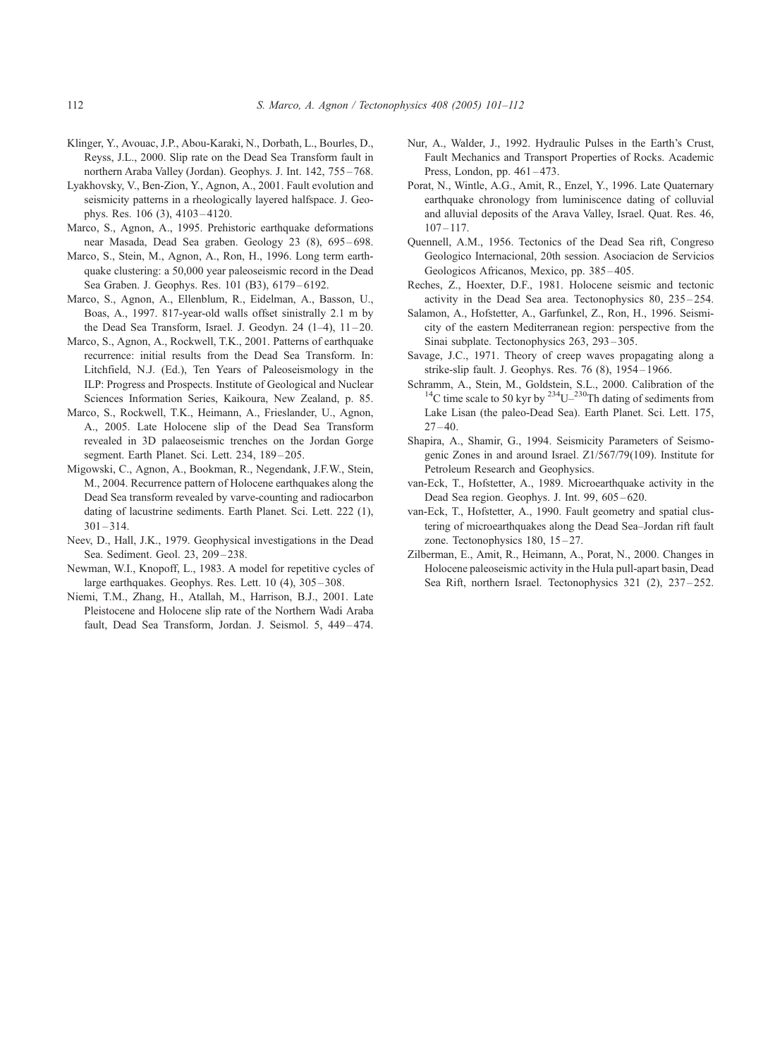Klinger, Y., Avouac, J.P., Abou-Karaki, N., Dorbath, L., Bourles, D., Reyss, J.L., 2000. Slip rate on the Dead Sea Transform fault in northern Araba Valley (Jordan). Geophys. J. Int. 142, 755–768.

Lyakhovsky, V., Ben-Zion, Y., Agnon, A., 2001. Fault evolution and seismicity patterns in a rheologically layered halfspace. J. Geophys. Res. 106 (3), 4103–4120.

Marco, S., Agnon, A., 1995. Prehistoric earthquake deformations near Masada, Dead Sea graben. Geology 23 (8), 695–698.

Marco, S., Stein, M., Agnon, A., Ron, H., 1996. Long term earthquake clustering: a 50,000 year paleoseismic record in the Dead Sea Graben. J. Geophys. Res. 101 (B3), 6179–6192.

Marco, S., Agnon, A., Ellenblum, R., Eidelman, A., Basson, U., Boas, A., 1997. 817-year-old walls offset sinistrally 2.1 m by the Dead Sea Transform, Israel. J. Geodyn. 24 (1–4), 11–20.

Marco, S., Agnon, A., Rockwell, T.K., 2001. Patterns of earthquake recurrence: initial results from the Dead Sea Transform. In: Litchfield, N.J. (Ed.), Ten Years of Paleoseismology in the ILP: Progress and Prospects. Institute of Geological and Nuclear Sciences Information Series, Kaikoura, New Zealand, p. 85.

Marco, S., Rockwell, T.K., Heimann, A., Frieslander, U., Agnon, A., 2005. Late Holocene slip of the Dead Sea Transform revealed in 3D palaeoseismic trenches on the Jordan Gorge segment. Earth Planet. Sci. Lett. 234, 189–205.

Migowski, C., Agnon, A., Bookman, R., Negendank, J.F.W., Stein, M., 2004. Recurrence pattern of Holocene earthquakes along the Dead Sea transform revealed by varve-counting and radiocarbon dating of lacustrine sediments. Earth Planet. Sci. Lett. 222 (1), 301–314.

Neev, D., Hall, J.K., 1979. Geophysical investigations in the Dead Sea. Sediment. Geol. 23, 209–238.

Newman, W.I., Knopoff, L., 1983. A model for repetitive cycles of large earthquakes. Geophys. Res. Lett. 10 (4), 305–308.

Niemi, T.M., Zhang, H., Atallah, M., Harrison, B.J., 2001. Late Pleistocene and Holocene slip rate of the Northern Wadi Araba fault, Dead Sea Transform, Jordan. J. Seismol. 5, 449–474.

Nur, A., Walder, J., 1992. Hydraulic Pulses in the Earth's Crust, Fault Mechanics and Transport Properties of Rocks. Academic Press, London, pp. 461–473.

Porat, N., Wintle, A.G., Amit, R., Enzel, Y., 1996. Late Quaternary earthquake chronology from luminiscence dating of colluvial and alluvial deposits of the Arava Valley, Israel. Quat. Res. 46, 107–117.

Quennell, A.M., 1956. Tectonics of the Dead Sea rift, Congreso Geologico Internacional, 20th session. Asociacion de Servicios Geologicos Africanos, Mexico, pp. 385–405.

Reches, Z., Hoexter, D.F., 1981. Holocene seismic and tectonic activity in the Dead Sea area. Tectonophysics 80, 235–254.

Salamon, A., Hofstetter, A., Garfunkel, Z., Ron, H., 1996. Seismicity of the eastern Mediterranean region: perspective from the Sinai subplate. Tectonophysics 263, 293–305.

Savage, J.C., 1971. Theory of creep waves propagating along a strike-slip fault. J. Geophys. Res. 76 (8), 1954–1966.

Schramm, A., Stein, M., Goldstein, S.L., 2000. Calibration of the $^{14}C$ time scale to 50 kyr by $^{234}U$–$^{230}Th$ dating of sediments from Lake Lisan (the paleo-Dead Sea). Earth Planet. Sci. Lett. 175, 27–40.

Shapira, A., Shamir, G., 1994. Seismicity Parameters of Seismogenic Zones in and around Israel. Z1/567/79(109). Institute for Petroleum Research and Geophysics.

van-Eck, T., Hofstetter, A., 1989. Microearthquake activity in the Dead Sea region. Geophys. J. Int. 99, 605–620.

van-Eck, T., Hofstetter, A., 1990. Fault geometry and spatial clustering of microearthquakes along the Dead Sea–Jordan rift fault zone. Tectonophysics 180, 15–27.

Zilberman, E., Amit, R., Heimann, A., Porat, N., 2000. Changes in Holocene paleoseismic activity in the Hula pull-apart basin, Dead Sea Rift, northern Israel. Tectonophysics 321 (2), 237–252.